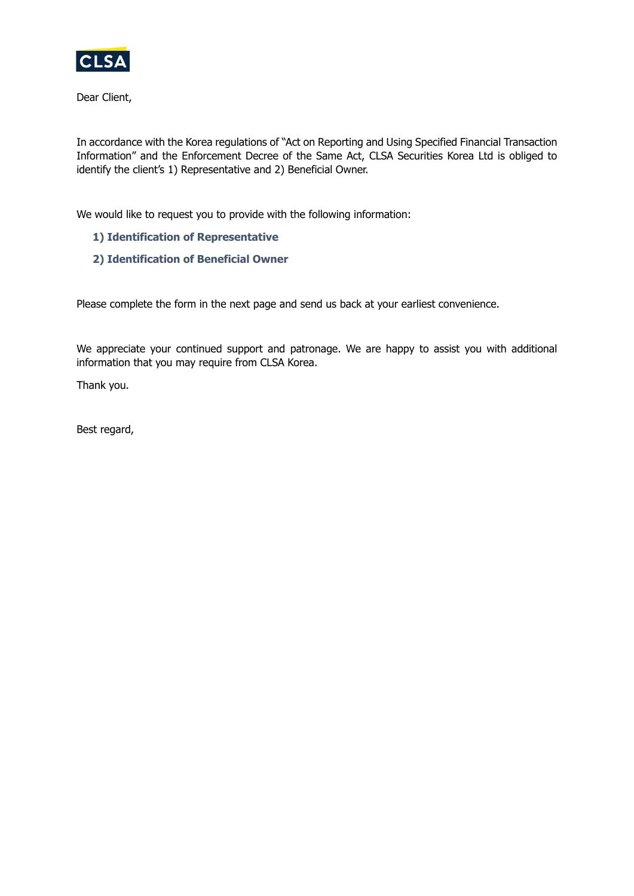CLSA

Dear Client,

In accordance with the Korea regulations of "Act on Reporting and Using Specified Financial Transaction Information" and the Enforcement Decree of the Same Act, CLSA Securities Korea Ltd is obliged to identify the client's 1) Representative and 2) Beneficial Owner.

We would like to request you to provide with the following information:

**1) Identification of Representative**

**2) Identification of Beneficial Owner**

Please complete the form in the next page and send us back at your earliest convenience.

We appreciate your continued support and patronage. We are happy to assist you with additional information that you may require from CLSA Korea.

Thank you.

Best regard,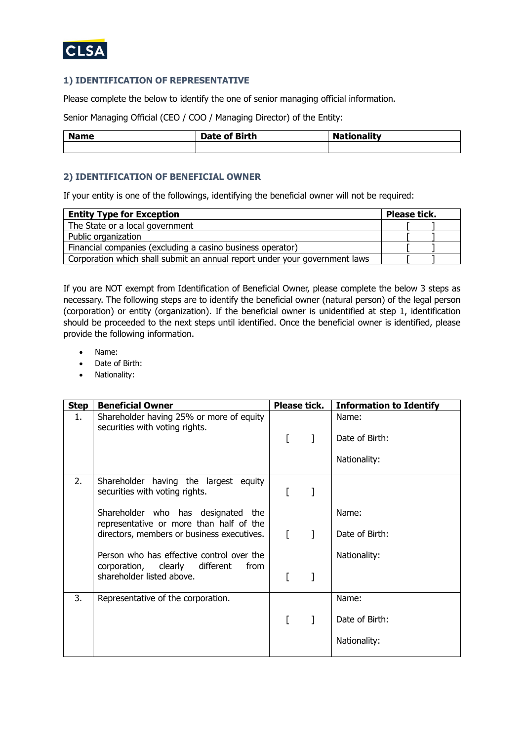CLSA

### 1) IDENTIFICATION OF REPRESENTATIVE

Please complete the below to identify the one of senior managing official information.

Senior Managing Official (CEO / COO / Managing Director) of the Entity:

| Name | Date of Birth | Nationality |
|---|---|---|
| | | |

### 2) IDENTIFICATION OF BENEFICIAL OWNER

If your entity is one of the followings, identifying the beneficial owner will not be required:

| Entity Type for Exception | Please tick. |
|---|---|
| The State or a local government | [ ] |
| Public organization | [ ] |
| Financial companies (excluding a casino business operator) | [ ] |
| Corporation which shall submit an annual report under your government laws | [ ] |

If you are NOT exempt from Identification of Beneficial Owner, please complete the below 3 steps as necessary. The following steps are to identify the beneficial owner (natural person) of the legal person (corporation) or entity (organization). If the beneficial owner is unidentified at step 1, identification should be proceeded to the next steps until identified. Once the beneficial owner is identified, please provide the following information.

- Name:
- Date of Birth:
- Nationality:

| Step | Beneficial Owner | Please tick. | Information to Identify |
|---|---|---|---|
| 1. | Shareholder having 25% or more of equity securities with voting rights. | [ ] | Name:<br><br>Date of Birth:<br><br>Nationality: |
| 2. | Shareholder having the largest equity securities with voting rights.<br><br>Shareholder who has designated the representative or more than half of the directors, members or business executives.<br><br>Person who has effective control over the corporation, clearly different from shareholder listed above. | [ ]<br><br>[ ]<br><br>[ ] | Name:<br><br>Date of Birth:<br><br>Nationality: |
| 3. | Representative of the corporation. | [ ] | Name:<br><br>Date of Birth:<br><br>Nationality: |